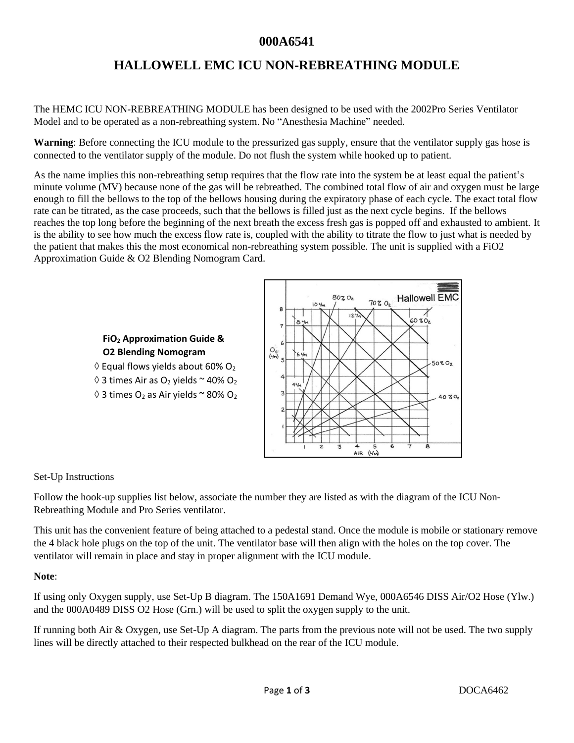# 000A6541

## HALLOWELL EMC ICU NON-REBREATHING MODULE

The HEMC ICU NON-REBREATHING MODULE has been designed to be used with the 2002Pro Series Ventilator Model and to be operated as a non-rebreathing system. No "Anesthesia Machine" needed.

**Warning**: Before connecting the ICU module to the pressurized gas supply, ensure that the ventilator supply gas hose is connected to the ventilator supply of the module. Do not flush the system while hooked up to patient.

As the name implies this non-rebreathing setup requires that the flow rate into the system be at least equal the patient's minute volume (MV) because none of the gas will be rebreathed. The combined total flow of air and oxygen must be large enough to fill the bellows to the top of the bellows housing during the expiratory phase of each cycle. The exact total flow rate can be titrated, as the case proceeds, such that the bellows is filled just as the next cycle begins. If the bellows reaches the top long before the beginning of the next breath the excess fresh gas is popped off and exhausted to ambient. It is the ability to see how much the excess flow rate is, coupled with the ability to titrate the flow to just what is needed by the patient that makes this the most economical non-rebreathing system possible. The unit is supplied with a FiO2 Approximation Guide & O2 Blending Nomogram Card.

**$FiO_2$ Approximation Guide & O2 Blending Nomogram**

◊ Equal flows yields about 60% $O_2$

◊ 3 times Air as $O_2$ yields ~ 40% $O_2$

◊ 3 times $O_2$ as Air yields ~ 80% $O_2$

Set-Up Instructions

Follow the hook-up supplies list below, associate the number they are listed as with the diagram of the ICU Non-Rebreathing Module and Pro Series ventilator.

This unit has the convenient feature of being attached to a pedestal stand. Once the module is mobile or stationary remove the 4 black hole plugs on the top of the unit. The ventilator base will then align with the holes on the top cover. The ventilator will remain in place and stay in proper alignment with the ICU module.

**Note**:

If using only Oxygen supply, use Set-Up B diagram. The 150A1691 Demand Wye, 000A6546 DISS Air/O2 Hose (Ylw.) and the 000A0489 DISS O2 Hose (Grn.) will be used to split the oxygen supply to the unit.

If running both Air & Oxygen, use Set-Up A diagram. The parts from the previous note will not be used. The two supply lines will be directly attached to their respected bulkhead on the rear of the ICU module.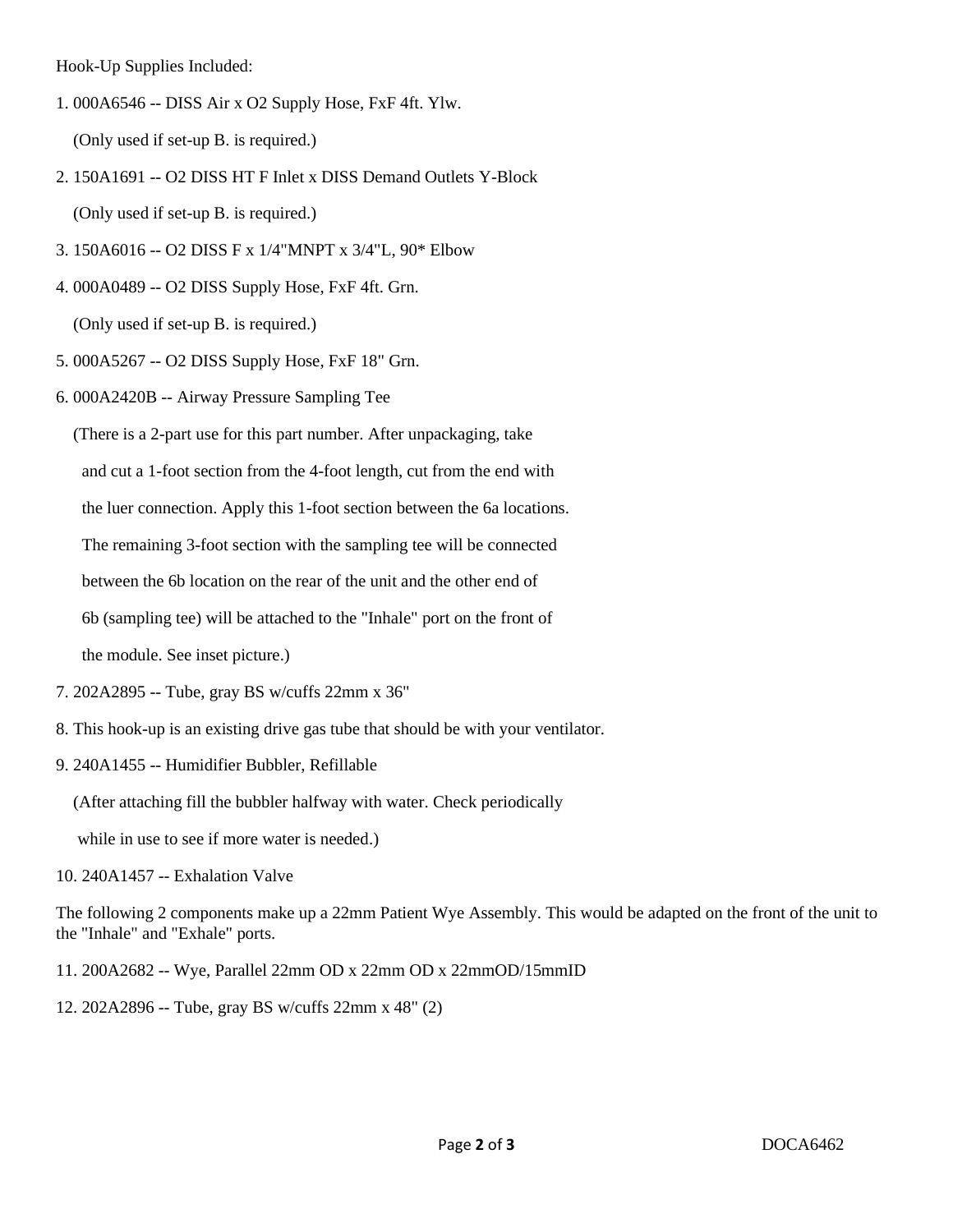Hook-Up Supplies Included:

1. 000A6546 -- DISS Air x O2 Supply Hose, FxF 4ft. Ylw.

   (Only used if set-up B. is required.)

2. 150A1691 -- O2 DISS HT F Inlet x DISS Demand Outlets Y-Block

   (Only used if set-up B. is required.)

3. 150A6016 -- O2 DISS F x 1/4"MNPT x 3/4"L, 90* Elbow

4. 000A0489 -- O2 DISS Supply Hose, FxF 4ft. Grn.

   (Only used if set-up B. is required.)

5. 000A5267 -- O2 DISS Supply Hose, FxF 18" Grn.

6. 000A2420B -- Airway Pressure Sampling Tee

   (There is a 2-part use for this part number. After unpackaging, take and cut a 1-foot section from the 4-foot length, cut from the end with the luer connection. Apply this 1-foot section between the 6a locations. The remaining 3-foot section with the sampling tee will be connected between the 6b location on the rear of the unit and the other end of 6b (sampling tee) will be attached to the "Inhale" port on the front of the module. See inset picture.)

7. 202A2895 -- Tube, gray BS w/cuffs 22mm x 36"

8. This hook-up is an existing drive gas tube that should be with your ventilator.

9. 240A1455 -- Humidifier Bubbler, Refillable

   (After attaching fill the bubbler halfway with water. Check periodically while in use to see if more water is needed.)

10. 240A1457 -- Exhalation Valve

The following 2 components make up a 22mm Patient Wye Assembly. This would be adapted on the front of the unit to the "Inhale" and "Exhale" ports.

11. 200A2682 -- Wye, Parallel 22mm OD x 22mm OD x 22mmOD/15mmID

12. 202A2896 -- Tube, gray BS w/cuffs 22mm x 48" (2)

DOCA6462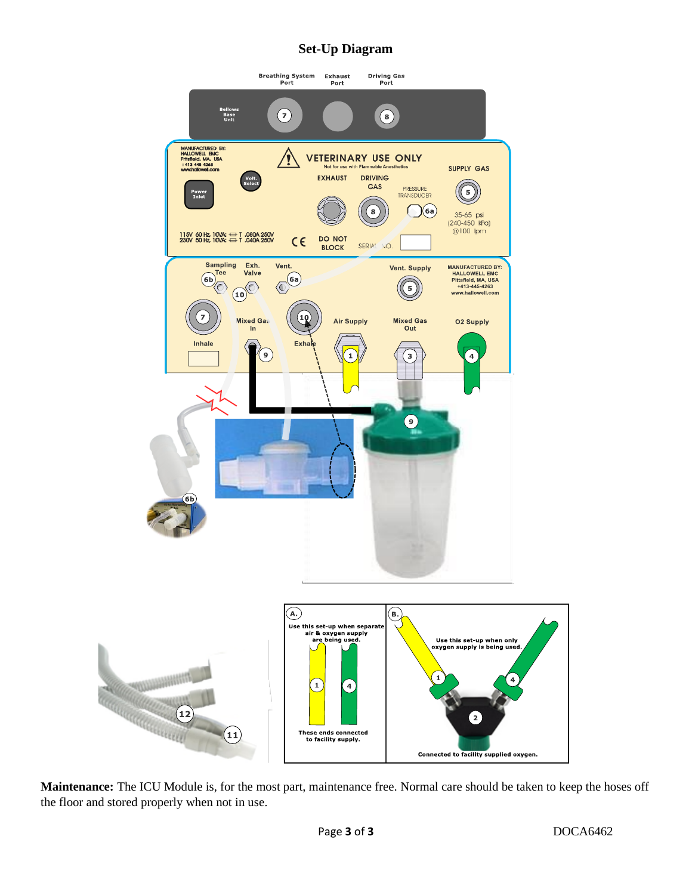## Set-Up Diagram

Breathing System Port

Exhaust Port

Driving Gas Port

Bellows Base Unit

7

8

MANUFACTURED BY: HALLOWELL EMC Pittsfield, MA, USA 413 445 4263 www.hallowell.com

VETERINARY USE ONLY

Not for use with Flammable Anesthetics

Volt. Select

Power Inlet

EXHAUST

DRIVING GAS

PRESSURE TRANSDUCER

6a

SUPPLY GAS

5

35-65 psi (240-450 kPa) @100 lpm

115V 60 Hz 10VA: T .080A 250V
230V 50 Hz 10VA: T .040A 250V

CE

DO NOT BLOCK

SERIAL NO.

Sampling Tee

6b

Exh. Valve

10

Vent.

6a

Vent. Supply

5

MANUFACTURED BY: HALLOWELL EMC Pittsfield, MA, USA +413-445-4263 www.hallowell.com

7

Inhale

Mixed Gas In

9

10

Exhale

Air Supply

1

Mixed Gas Out

3

O2 Supply

4

9

6b

12

11

A. Use this set-up when separate air & oxygen supply are being used.

1

4

These ends connected to facility supply.

B. Use this set-up when only oxygen supply is being used.

1

4

2

Connected to facility supplied oxygen.

**Maintenance:** The ICU Module is, for the most part, maintenance free. Normal care should be taken to keep the hoses off the floor and stored properly when not in use.

DOCA6462